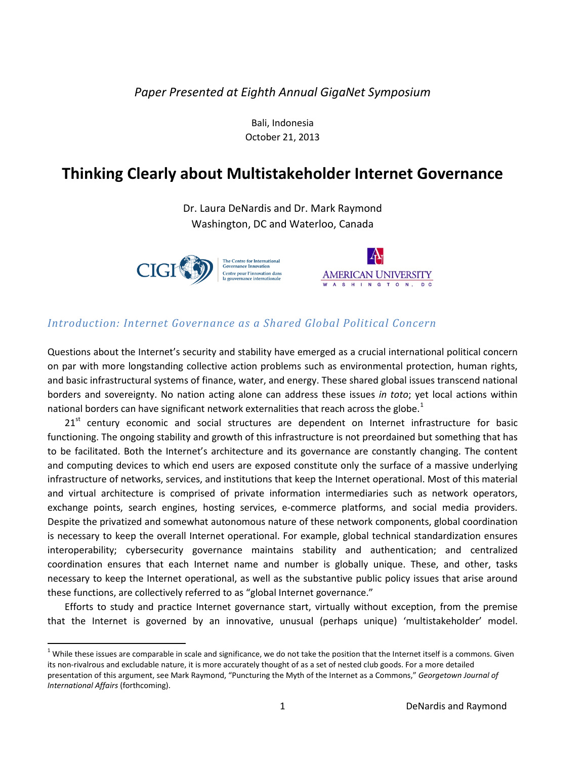*Paper Presented at Eighth Annual GigaNet Symposium*

Bali, Indonesia
October 21, 2013

# Thinking Clearly about Multistakeholder Internet Governance

Dr. Laura DeNardis and Dr. Mark Raymond
Washington, DC and Waterloo, Canada

CIGI — The Centre for International Governance Innovation / Centre pour l'innovation dans la gouvernance internationale

AMERICAN UNIVERSITY WASHINGTON, DC

## *Introduction: Internet Governance as a Shared Global Political Concern*

Questions about the Internet's security and stability have emerged as a crucial international political concern on par with more longstanding collective action problems such as environmental protection, human rights, and basic infrastructural systems of finance, water, and energy. These shared global issues transcend national borders and sovereignty. No nation acting alone can address these issues *in toto*; yet local actions within national borders can have significant network externalities that reach across the globe.[1]

21st century economic and social structures are dependent on Internet infrastructure for basic functioning. The ongoing stability and growth of this infrastructure is not preordained but something that has to be facilitated. Both the Internet's architecture and its governance are constantly changing. The content and computing devices to which end users are exposed constitute only the surface of a massive underlying infrastructure of networks, services, and institutions that keep the Internet operational. Most of this material and virtual architecture is comprised of private information intermediaries such as network operators, exchange points, search engines, hosting services, e-commerce platforms, and social media providers. Despite the privatized and somewhat autonomous nature of these network components, global coordination is necessary to keep the overall Internet operational. For example, global technical standardization ensures interoperability; cybersecurity governance maintains stability and authentication; and centralized coordination ensures that each Internet name and number is globally unique. These, and other, tasks necessary to keep the Internet operational, as well as the substantive public policy issues that arise around these functions, are collectively referred to as "global Internet governance."

Efforts to study and practice Internet governance start, virtually without exception, from the premise that the Internet is governed by an innovative, unusual (perhaps unique) 'multistakeholder' model.

---

[1] While these issues are comparable in scale and significance, we do not take the position that the Internet itself is a commons. Given its non-rivalrous and excludable nature, it is more accurately thought of as a set of nested club goods. For a more detailed presentation of this argument, see Mark Raymond, "Puncturing the Myth of the Internet as a Commons," *Georgetown Journal of International Affairs* (forthcoming).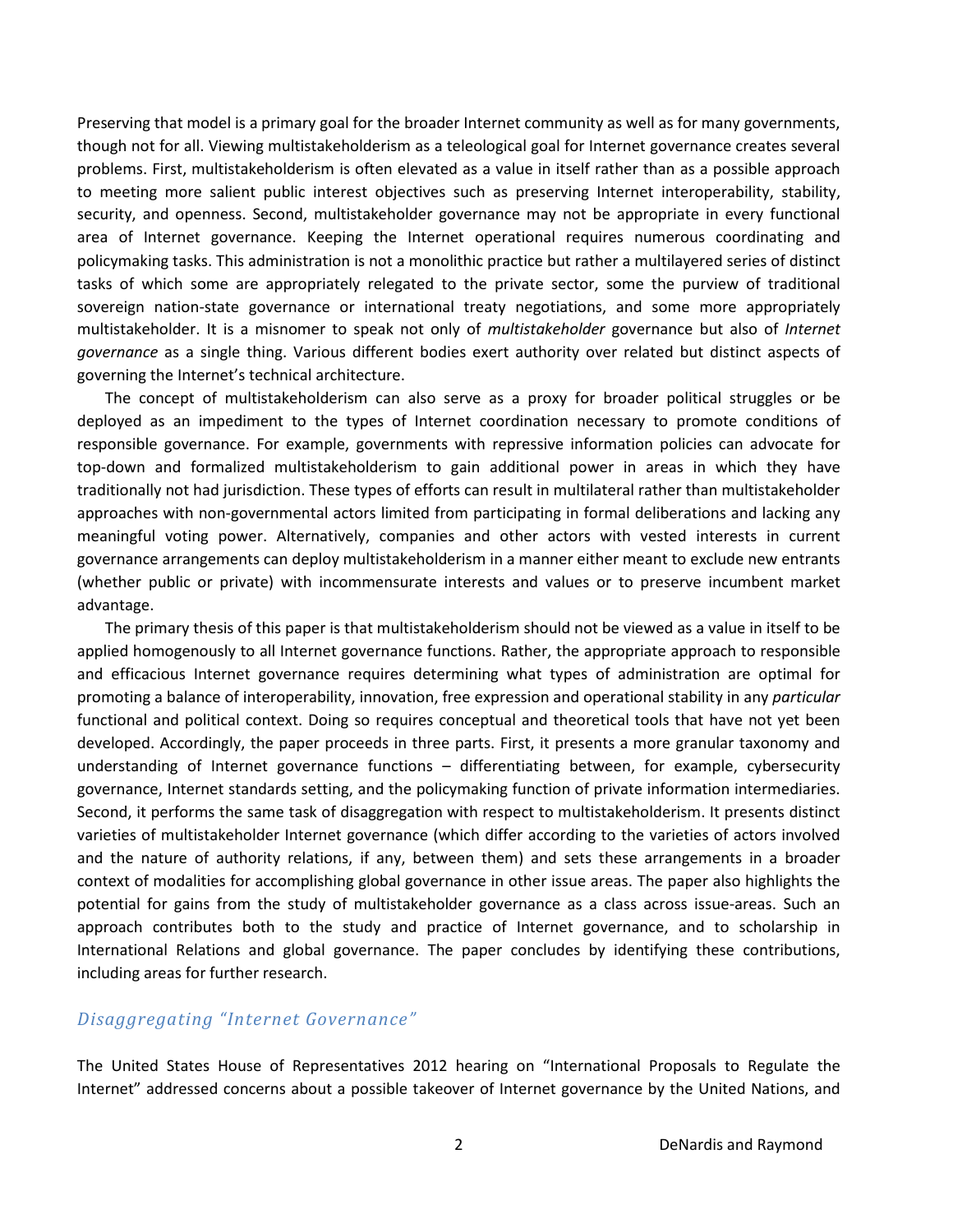Preserving that model is a primary goal for the broader Internet community as well as for many governments, though not for all. Viewing multistakeholderism as a teleological goal for Internet governance creates several problems. First, multistakeholderism is often elevated as a value in itself rather than as a possible approach to meeting more salient public interest objectives such as preserving Internet interoperability, stability, security, and openness. Second, multistakeholder governance may not be appropriate in every functional area of Internet governance. Keeping the Internet operational requires numerous coordinating and policymaking tasks. This administration is not a monolithic practice but rather a multilayered series of distinct tasks of which some are appropriately relegated to the private sector, some the purview of traditional sovereign nation-state governance or international treaty negotiations, and some more appropriately multistakeholder. It is a misnomer to speak not only of *multistakeholder* governance but also of *Internet governance* as a single thing. Various different bodies exert authority over related but distinct aspects of governing the Internet's technical architecture.

The concept of multistakeholderism can also serve as a proxy for broader political struggles or be deployed as an impediment to the types of Internet coordination necessary to promote conditions of responsible governance. For example, governments with repressive information policies can advocate for top-down and formalized multistakeholderism to gain additional power in areas in which they have traditionally not had jurisdiction. These types of efforts can result in multilateral rather than multistakeholder approaches with non-governmental actors limited from participating in formal deliberations and lacking any meaningful voting power. Alternatively, companies and other actors with vested interests in current governance arrangements can deploy multistakeholderism in a manner either meant to exclude new entrants (whether public or private) with incommensurate interests and values or to preserve incumbent market advantage.

The primary thesis of this paper is that multistakeholderism should not be viewed as a value in itself to be applied homogenously to all Internet governance functions. Rather, the appropriate approach to responsible and efficacious Internet governance requires determining what types of administration are optimal for promoting a balance of interoperability, innovation, free expression and operational stability in any *particular* functional and political context. Doing so requires conceptual and theoretical tools that have not yet been developed. Accordingly, the paper proceeds in three parts. First, it presents a more granular taxonomy and understanding of Internet governance functions – differentiating between, for example, cybersecurity governance, Internet standards setting, and the policymaking function of private information intermediaries. Second, it performs the same task of disaggregation with respect to multistakeholderism. It presents distinct varieties of multistakeholder Internet governance (which differ according to the varieties of actors involved and the nature of authority relations, if any, between them) and sets these arrangements in a broader context of modalities for accomplishing global governance in other issue areas. The paper also highlights the potential for gains from the study of multistakeholder governance as a class across issue-areas. Such an approach contributes both to the study and practice of Internet governance, and to scholarship in International Relations and global governance. The paper concludes by identifying these contributions, including areas for further research.

## *Disaggregating "Internet Governance"*

The United States House of Representatives 2012 hearing on "International Proposals to Regulate the Internet" addressed concerns about a possible takeover of Internet governance by the United Nations, and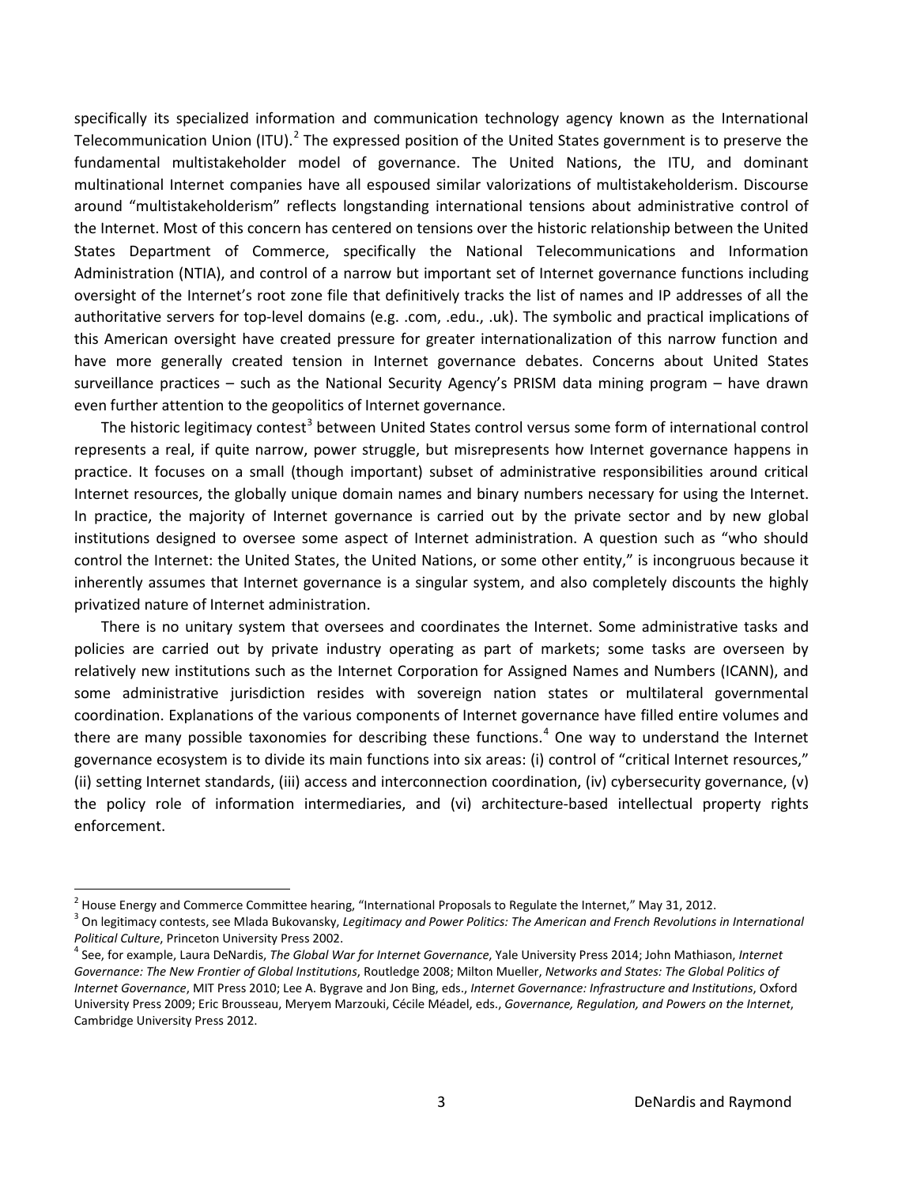specifically its specialized information and communication technology agency known as the International Telecommunication Union (ITU).[2] The expressed position of the United States government is to preserve the fundamental multistakeholder model of governance. The United Nations, the ITU, and dominant multinational Internet companies have all espoused similar valorizations of multistakeholderism. Discourse around "multistakeholderism" reflects longstanding international tensions about administrative control of the Internet. Most of this concern has centered on tensions over the historic relationship between the United States Department of Commerce, specifically the National Telecommunications and Information Administration (NTIA), and control of a narrow but important set of Internet governance functions including oversight of the Internet's root zone file that definitively tracks the list of names and IP addresses of all the authoritative servers for top-level domains (e.g. .com, .edu., .uk). The symbolic and practical implications of this American oversight have created pressure for greater internationalization of this narrow function and have more generally created tension in Internet governance debates. Concerns about United States surveillance practices – such as the National Security Agency's PRISM data mining program – have drawn even further attention to the geopolitics of Internet governance.

The historic legitimacy contest[3] between United States control versus some form of international control represents a real, if quite narrow, power struggle, but misrepresents how Internet governance happens in practice. It focuses on a small (though important) subset of administrative responsibilities around critical Internet resources, the globally unique domain names and binary numbers necessary for using the Internet. In practice, the majority of Internet governance is carried out by the private sector and by new global institutions designed to oversee some aspect of Internet administration. A question such as "who should control the Internet: the United States, the United Nations, or some other entity," is incongruous because it inherently assumes that Internet governance is a singular system, and also completely discounts the highly privatized nature of Internet administration.

There is no unitary system that oversees and coordinates the Internet. Some administrative tasks and policies are carried out by private industry operating as part of markets; some tasks are overseen by relatively new institutions such as the Internet Corporation for Assigned Names and Numbers (ICANN), and some administrative jurisdiction resides with sovereign nation states or multilateral governmental coordination. Explanations of the various components of Internet governance have filled entire volumes and there are many possible taxonomies for describing these functions.[4] One way to understand the Internet governance ecosystem is to divide its main functions into six areas: (i) control of "critical Internet resources," (ii) setting Internet standards, (iii) access and interconnection coordination, (iv) cybersecurity governance, (v) the policy role of information intermediaries, and (vi) architecture-based intellectual property rights enforcement.

---

[2] House Energy and Commerce Committee hearing, "International Proposals to Regulate the Internet," May 31, 2012.

[3] On legitimacy contests, see Mlada Bukovansky, *Legitimacy and Power Politics: The American and French Revolutions in International Political Culture*, Princeton University Press 2002.

[4] See, for example, Laura DeNardis, *The Global War for Internet Governance*, Yale University Press 2014; John Mathiason, *Internet Governance: The New Frontier of Global Institutions*, Routledge 2008; Milton Mueller, *Networks and States: The Global Politics of Internet Governance*, MIT Press 2010; Lee A. Bygrave and Jon Bing, eds., *Internet Governance: Infrastructure and Institutions*, Oxford University Press 2009; Eric Brousseau, Meryem Marzouki, Cécile Méadel, eds., *Governance, Regulation, and Powers on the Internet*, Cambridge University Press 2012.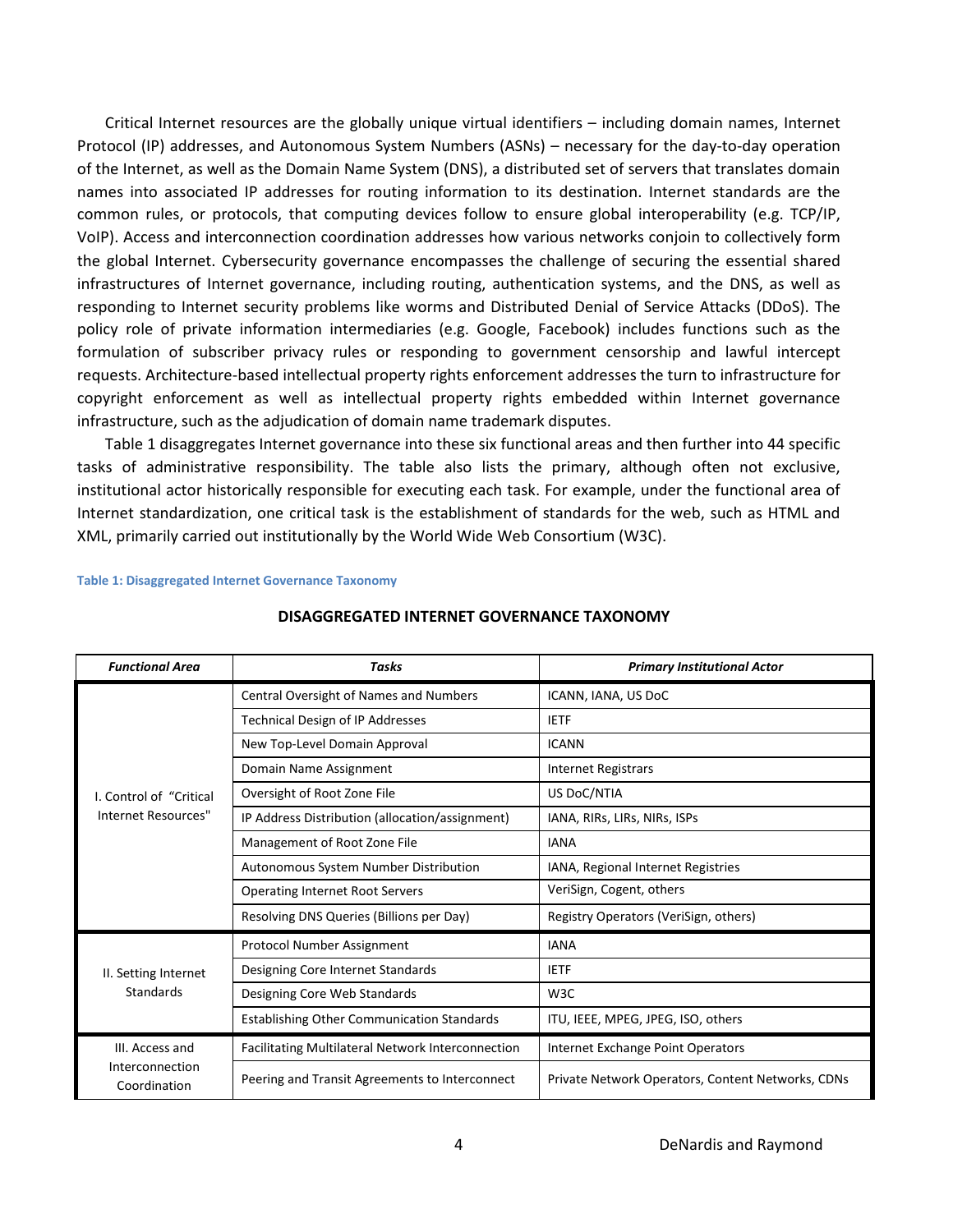Critical Internet resources are the globally unique virtual identifiers – including domain names, Internet Protocol (IP) addresses, and Autonomous System Numbers (ASNs) – necessary for the day-to-day operation of the Internet, as well as the Domain Name System (DNS), a distributed set of servers that translates domain names into associated IP addresses for routing information to its destination. Internet standards are the common rules, or protocols, that computing devices follow to ensure global interoperability (e.g. TCP/IP, VoIP). Access and interconnection coordination addresses how various networks conjoin to collectively form the global Internet. Cybersecurity governance encompasses the challenge of securing the essential shared infrastructures of Internet governance, including routing, authentication systems, and the DNS, as well as responding to Internet security problems like worms and Distributed Denial of Service Attacks (DDoS). The policy role of private information intermediaries (e.g. Google, Facebook) includes functions such as the formulation of subscriber privacy rules or responding to government censorship and lawful intercept requests. Architecture-based intellectual property rights enforcement addresses the turn to infrastructure for copyright enforcement as well as intellectual property rights embedded within Internet governance infrastructure, such as the adjudication of domain name trademark disputes.

Table 1 disaggregates Internet governance into these six functional areas and then further into 44 specific tasks of administrative responsibility. The table also lists the primary, although often not exclusive, institutional actor historically responsible for executing each task. For example, under the functional area of Internet standardization, one critical task is the establishment of standards for the web, such as HTML and XML, primarily carried out institutionally by the World Wide Web Consortium (W3C).

**Table 1: Disaggregated Internet Governance Taxonomy**

**DISAGGREGATED INTERNET GOVERNANCE TAXONOMY**

| *Functional Area* | *Tasks* | *Primary Institutional Actor* |
|---|---|---|
| I. Control of "Critical Internet Resources" | Central Oversight of Names and Numbers | ICANN, IANA, US DoC |
| | Technical Design of IP Addresses | IETF |
| | New Top-Level Domain Approval | ICANN |
| | Domain Name Assignment | Internet Registrars |
| | Oversight of Root Zone File | US DoC/NTIA |
| | IP Address Distribution (allocation/assignment) | IANA, RIRs, LIRs, NIRs, ISPs |
| | Management of Root Zone File | IANA |
| | Autonomous System Number Distribution | IANA, Regional Internet Registries |
| | Operating Internet Root Servers | VeriSign, Cogent, others |
| | Resolving DNS Queries (Billions per Day) | Registry Operators (VeriSign, others) |
| II. Setting Internet Standards | Protocol Number Assignment | IANA |
| | Designing Core Internet Standards | IETF |
| | Designing Core Web Standards | W3C |
| | Establishing Other Communication Standards | ITU, IEEE, MPEG, JPEG, ISO, others |
| III. Access and Interconnection Coordination | Facilitating Multilateral Network Interconnection | Internet Exchange Point Operators |
| | Peering and Transit Agreements to Interconnect | Private Network Operators, Content Networks, CDNs |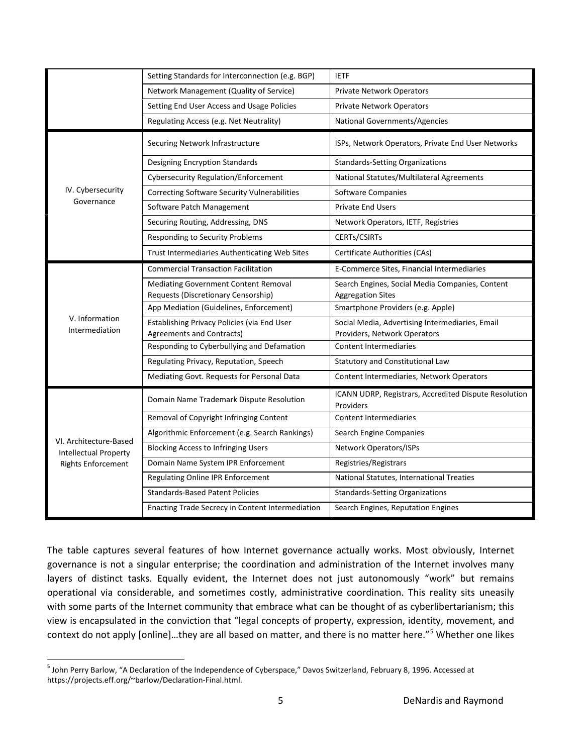| | | |
|---|---|---|
| | Setting Standards for Interconnection (e.g. BGP) | IETF |
| | Network Management (Quality of Service) | Private Network Operators |
| | Setting End User Access and Usage Policies | Private Network Operators |
| | Regulating Access (e.g. Net Neutrality) | National Governments/Agencies |
| IV. Cybersecurity Governance | Securing Network Infrastructure | ISPs, Network Operators, Private End User Networks |
| | Designing Encryption Standards | Standards-Setting Organizations |
| | Cybersecurity Regulation/Enforcement | National Statutes/Multilateral Agreements |
| | Correcting Software Security Vulnerabilities | Software Companies |
| | Software Patch Management | Private End Users |
| | Securing Routing, Addressing, DNS | Network Operators, IETF, Registries |
| | Responding to Security Problems | CERTs/CSIRTs |
| | Trust Intermediaries Authenticating Web Sites | Certificate Authorities (CAs) |
| V. Information Intermediation | Commercial Transaction Facilitation | E-Commerce Sites, Financial Intermediaries |
| | Mediating Government Content Removal Requests (Discretionary Censorship) | Search Engines, Social Media Companies, Content Aggregation Sites |
| | App Mediation (Guidelines, Enforcement) | Smartphone Providers (e.g. Apple) |
| | Establishing Privacy Policies (via End User Agreements and Contracts) | Social Media, Advertising Intermediaries, Email Providers, Network Operators |
| | Responding to Cyberbullying and Defamation | Content Intermediaries |
| | Regulating Privacy, Reputation, Speech | Statutory and Constitutional Law |
| | Mediating Govt. Requests for Personal Data | Content Intermediaries, Network Operators |
| VI. Architecture-Based Intellectual Property Rights Enforcement | Domain Name Trademark Dispute Resolution | ICANN UDRP, Registrars, Accredited Dispute Resolution Providers |
| | Removal of Copyright Infringing Content | Content Intermediaries |
| | Algorithmic Enforcement (e.g. Search Rankings) | Search Engine Companies |
| | Blocking Access to Infringing Users | Network Operators/ISPs |
| | Domain Name System IPR Enforcement | Registries/Registrars |
| | Regulating Online IPR Enforcement | National Statutes, International Treaties |
| | Standards-Based Patent Policies | Standards-Setting Organizations |
| | Enacting Trade Secrecy in Content Intermediation | Search Engines, Reputation Engines |

The table captures several features of how Internet governance actually works. Most obviously, Internet governance is not a singular enterprise; the coordination and administration of the Internet involves many layers of distinct tasks. Equally evident, the Internet does not just autonomously "work" but remains operational via considerable, and sometimes costly, administrative coordination. This reality sits uneasily with some parts of the Internet community that embrace what can be thought of as cyberlibertarianism; this view is encapsulated in the conviction that "legal concepts of property, expression, identity, movement, and context do not apply [online]…they are all based on matter, and there is no matter here."[5] Whether one likes

[5] John Perry Barlow, "A Declaration of the Independence of Cyberspace," Davos Switzerland, February 8, 1996. Accessed at https://projects.eff.org/~barlow/Declaration-Final.html.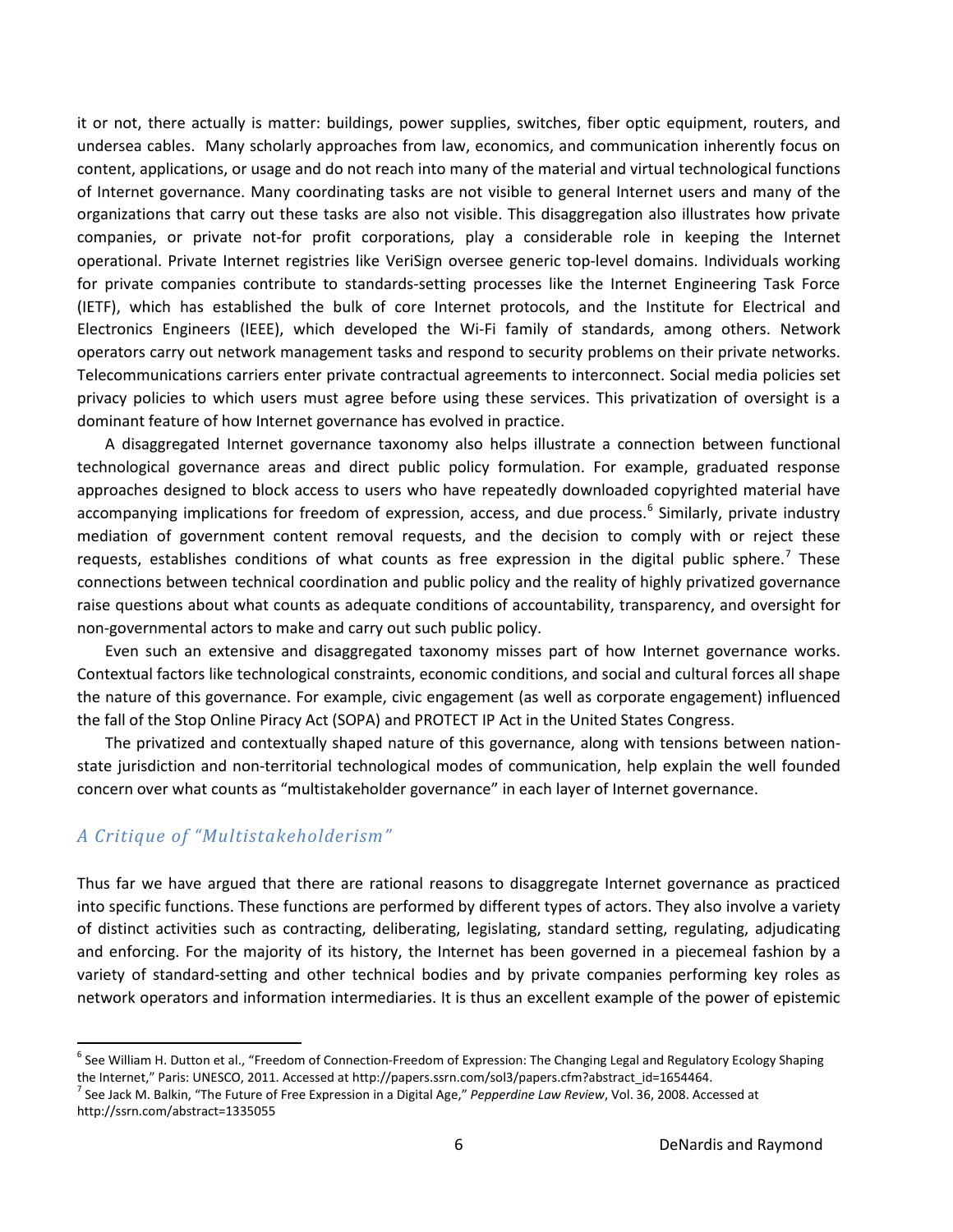it or not, there actually is matter: buildings, power supplies, switches, fiber optic equipment, routers, and undersea cables. Many scholarly approaches from law, economics, and communication inherently focus on content, applications, or usage and do not reach into many of the material and virtual technological functions of Internet governance. Many coordinating tasks are not visible to general Internet users and many of the organizations that carry out these tasks are also not visible. This disaggregation also illustrates how private companies, or private not-for profit corporations, play a considerable role in keeping the Internet operational. Private Internet registries like VeriSign oversee generic top-level domains. Individuals working for private companies contribute to standards-setting processes like the Internet Engineering Task Force (IETF), which has established the bulk of core Internet protocols, and the Institute for Electrical and Electronics Engineers (IEEE), which developed the Wi-Fi family of standards, among others. Network operators carry out network management tasks and respond to security problems on their private networks. Telecommunications carriers enter private contractual agreements to interconnect. Social media policies set privacy policies to which users must agree before using these services. This privatization of oversight is a dominant feature of how Internet governance has evolved in practice.

A disaggregated Internet governance taxonomy also helps illustrate a connection between functional technological governance areas and direct public policy formulation. For example, graduated response approaches designed to block access to users who have repeatedly downloaded copyrighted material have accompanying implications for freedom of expression, access, and due process.[6] Similarly, private industry mediation of government content removal requests, and the decision to comply with or reject these requests, establishes conditions of what counts as free expression in the digital public sphere.[7] These connections between technical coordination and public policy and the reality of highly privatized governance raise questions about what counts as adequate conditions of accountability, transparency, and oversight for non-governmental actors to make and carry out such public policy.

Even such an extensive and disaggregated taxonomy misses part of how Internet governance works. Contextual factors like technological constraints, economic conditions, and social and cultural forces all shape the nature of this governance. For example, civic engagement (as well as corporate engagement) influenced the fall of the Stop Online Piracy Act (SOPA) and PROTECT IP Act in the United States Congress.

The privatized and contextually shaped nature of this governance, along with tensions between nation-state jurisdiction and non-territorial technological modes of communication, help explain the well founded concern over what counts as "multistakeholder governance" in each layer of Internet governance.

## *A Critique of "Multistakeholderism"*

Thus far we have argued that there are rational reasons to disaggregate Internet governance as practiced into specific functions. These functions are performed by different types of actors. They also involve a variety of distinct activities such as contracting, deliberating, legislating, standard setting, regulating, adjudicating and enforcing. For the majority of its history, the Internet has been governed in a piecemeal fashion by a variety of standard-setting and other technical bodies and by private companies performing key roles as network operators and information intermediaries. It is thus an excellent example of the power of epistemic

---

[6] See William H. Dutton et al., "Freedom of Connection-Freedom of Expression: The Changing Legal and Regulatory Ecology Shaping the Internet," Paris: UNESCO, 2011. Accessed at http://papers.ssrn.com/sol3/papers.cfm?abstract_id=1654464.

[7] See Jack M. Balkin, "The Future of Free Expression in a Digital Age," *Pepperdine Law Review*, Vol. 36, 2008. Accessed at http://ssrn.com/abstract=1335055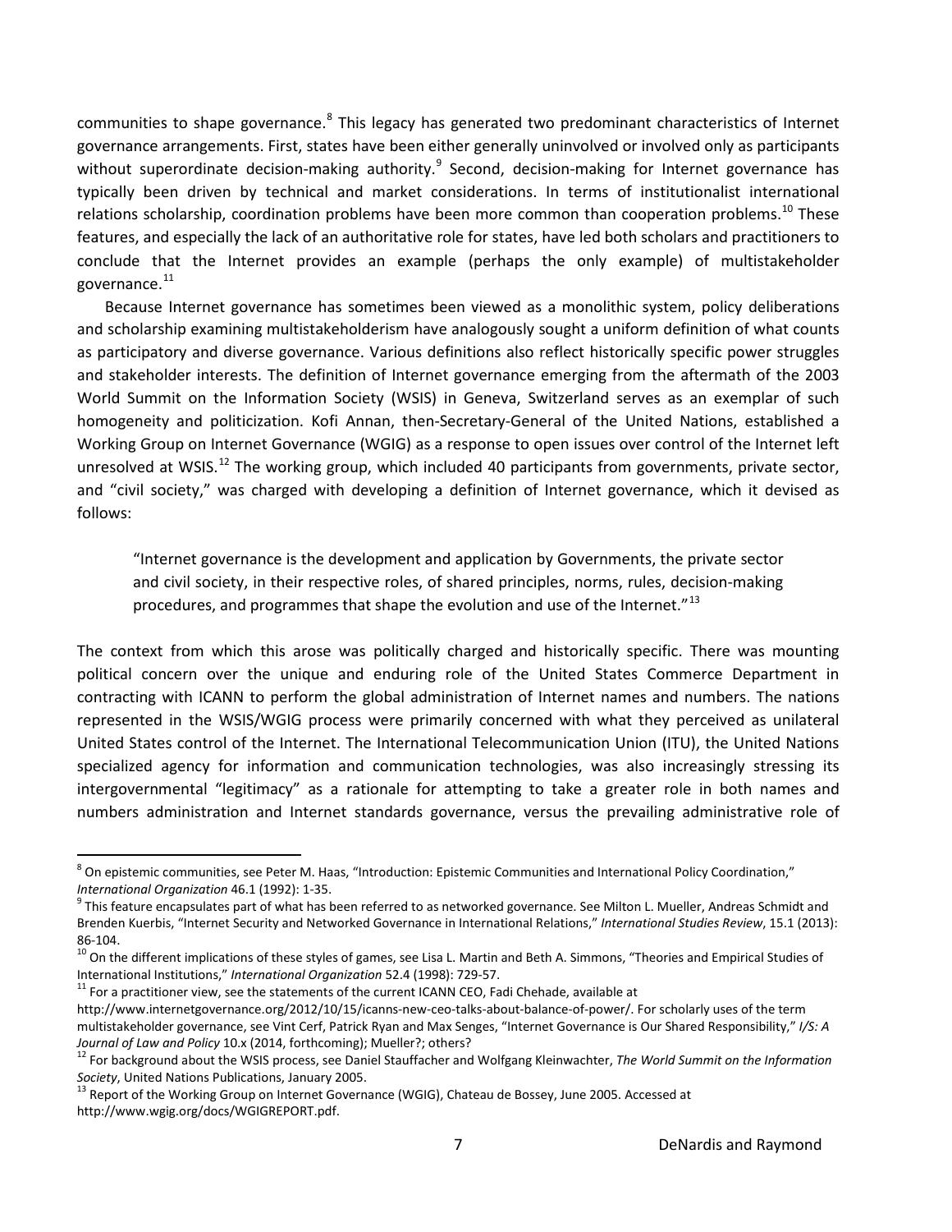communities to shape governance.[8] This legacy has generated two predominant characteristics of Internet governance arrangements. First, states have been either generally uninvolved or involved only as participants without superordinate decision-making authority.[9] Second, decision-making for Internet governance has typically been driven by technical and market considerations. In terms of institutionalist international relations scholarship, coordination problems have been more common than cooperation problems.[10] These features, and especially the lack of an authoritative role for states, have led both scholars and practitioners to conclude that the Internet provides an example (perhaps the only example) of multistakeholder governance.[11]

Because Internet governance has sometimes been viewed as a monolithic system, policy deliberations and scholarship examining multistakeholderism have analogously sought a uniform definition of what counts as participatory and diverse governance. Various definitions also reflect historically specific power struggles and stakeholder interests. The definition of Internet governance emerging from the aftermath of the 2003 World Summit on the Information Society (WSIS) in Geneva, Switzerland serves as an exemplar of such homogeneity and politicization. Kofi Annan, then-Secretary-General of the United Nations, established a Working Group on Internet Governance (WGIG) as a response to open issues over control of the Internet left unresolved at WSIS.[12] The working group, which included 40 participants from governments, private sector, and "civil society," was charged with developing a definition of Internet governance, which it devised as follows:

> "Internet governance is the development and application by Governments, the private sector and civil society, in their respective roles, of shared principles, norms, rules, decision-making procedures, and programmes that shape the evolution and use of the Internet."[13]

The context from which this arose was politically charged and historically specific. There was mounting political concern over the unique and enduring role of the United States Commerce Department in contracting with ICANN to perform the global administration of Internet names and numbers. The nations represented in the WSIS/WGIG process were primarily concerned with what they perceived as unilateral United States control of the Internet. The International Telecommunication Union (ITU), the United Nations specialized agency for information and communication technologies, was also increasingly stressing its intergovernmental "legitimacy" as a rationale for attempting to take a greater role in both names and numbers administration and Internet standards governance, versus the prevailing administrative role of

---

[8] On epistemic communities, see Peter M. Haas, "Introduction: Epistemic Communities and International Policy Coordination," *International Organization* 46.1 (1992): 1-35.

[9] This feature encapsulates part of what has been referred to as networked governance. See Milton L. Mueller, Andreas Schmidt and Brenden Kuerbis, "Internet Security and Networked Governance in International Relations," *International Studies Review*, 15.1 (2013): 86-104.

[10] On the different implications of these styles of games, see Lisa L. Martin and Beth A. Simmons, "Theories and Empirical Studies of International Institutions," *International Organization* 52.4 (1998): 729-57.

[11] For a practitioner view, see the statements of the current ICANN CEO, Fadi Chehade, available at http://www.internetgovernance.org/2012/10/15/icanns-new-ceo-talks-about-balance-of-power/. For scholarly uses of the term multistakeholder governance, see Vint Cerf, Patrick Ryan and Max Senges, "Internet Governance is Our Shared Responsibility," *I/S: A Journal of Law and Policy* 10.x (2014, forthcoming); Mueller?; others?

[12] For background about the WSIS process, see Daniel Stauffacher and Wolfgang Kleinwachter, *The World Summit on the Information Society*, United Nations Publications, January 2005.

[13] Report of the Working Group on Internet Governance (WGIG), Chateau de Bossey, June 2005. Accessed at http://www.wgig.org/docs/WGIGREPORT.pdf.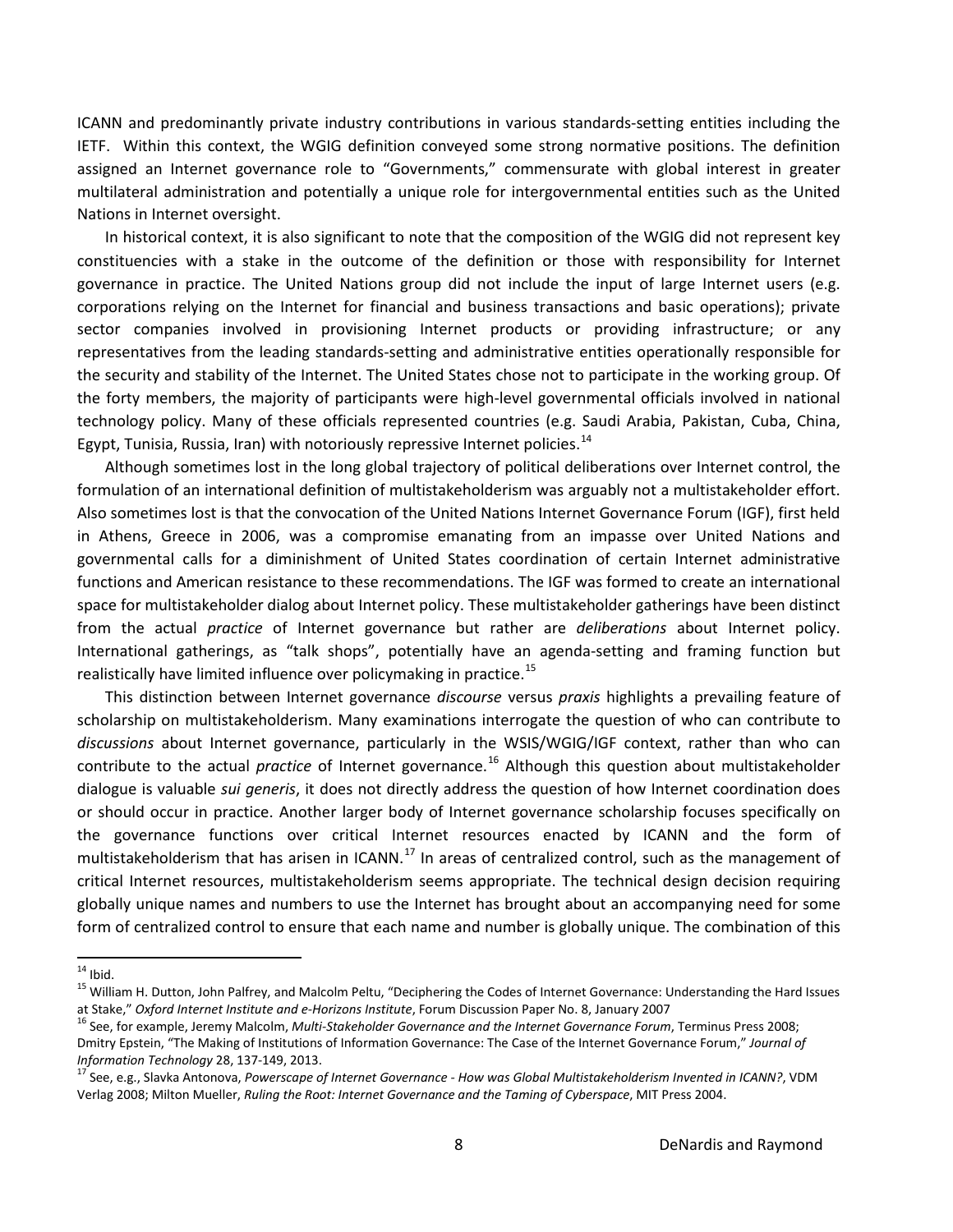ICANN and predominantly private industry contributions in various standards-setting entities including the IETF. Within this context, the WGIG definition conveyed some strong normative positions. The definition assigned an Internet governance role to "Governments," commensurate with global interest in greater multilateral administration and potentially a unique role for intergovernmental entities such as the United Nations in Internet oversight.

In historical context, it is also significant to note that the composition of the WGIG did not represent key constituencies with a stake in the outcome of the definition or those with responsibility for Internet governance in practice. The United Nations group did not include the input of large Internet users (e.g. corporations relying on the Internet for financial and business transactions and basic operations); private sector companies involved in provisioning Internet products or providing infrastructure; or any representatives from the leading standards-setting and administrative entities operationally responsible for the security and stability of the Internet. The United States chose not to participate in the working group. Of the forty members, the majority of participants were high-level governmental officials involved in national technology policy. Many of these officials represented countries (e.g. Saudi Arabia, Pakistan, Cuba, China, Egypt, Tunisia, Russia, Iran) with notoriously repressive Internet policies.[14]

Although sometimes lost in the long global trajectory of political deliberations over Internet control, the formulation of an international definition of multistakeholderism was arguably not a multistakeholder effort. Also sometimes lost is that the convocation of the United Nations Internet Governance Forum (IGF), first held in Athens, Greece in 2006, was a compromise emanating from an impasse over United Nations and governmental calls for a diminishment of United States coordination of certain Internet administrative functions and American resistance to these recommendations. The IGF was formed to create an international space for multistakeholder dialog about Internet policy. These multistakeholder gatherings have been distinct from the actual *practice* of Internet governance but rather are *deliberations* about Internet policy. International gatherings, as "talk shops", potentially have an agenda-setting and framing function but realistically have limited influence over policymaking in practice.[15]

This distinction between Internet governance *discourse* versus *praxis* highlights a prevailing feature of scholarship on multistakeholderism. Many examinations interrogate the question of who can contribute to *discussions* about Internet governance, particularly in the WSIS/WGIG/IGF context, rather than who can contribute to the actual *practice* of Internet governance.[16] Although this question about multistakeholder dialogue is valuable *sui generis*, it does not directly address the question of how Internet coordination does or should occur in practice. Another larger body of Internet governance scholarship focuses specifically on the governance functions over critical Internet resources enacted by ICANN and the form of multistakeholderism that has arisen in ICANN.[17] In areas of centralized control, such as the management of critical Internet resources, multistakeholderism seems appropriate. The technical design decision requiring globally unique names and numbers to use the Internet has brought about an accompanying need for some form of centralized control to ensure that each name and number is globally unique. The combination of this

---

[14] Ibid.

[15] William H. Dutton, John Palfrey, and Malcolm Peltu, "Deciphering the Codes of Internet Governance: Understanding the Hard Issues at Stake," *Oxford Internet Institute and e-Horizons Institute*, Forum Discussion Paper No. 8, January 2007

[16] See, for example, Jeremy Malcolm, *Multi-Stakeholder Governance and the Internet Governance Forum*, Terminus Press 2008; Dmitry Epstein, "The Making of Institutions of Information Governance: The Case of the Internet Governance Forum," *Journal of Information Technology* 28, 137-149, 2013.

[17] See, e.g., Slavka Antonova, *Powerscape of Internet Governance - How was Global Multistakeholderism Invented in ICANN?*, VDM Verlag 2008; Milton Mueller, *Ruling the Root: Internet Governance and the Taming of Cyberspace*, MIT Press 2004.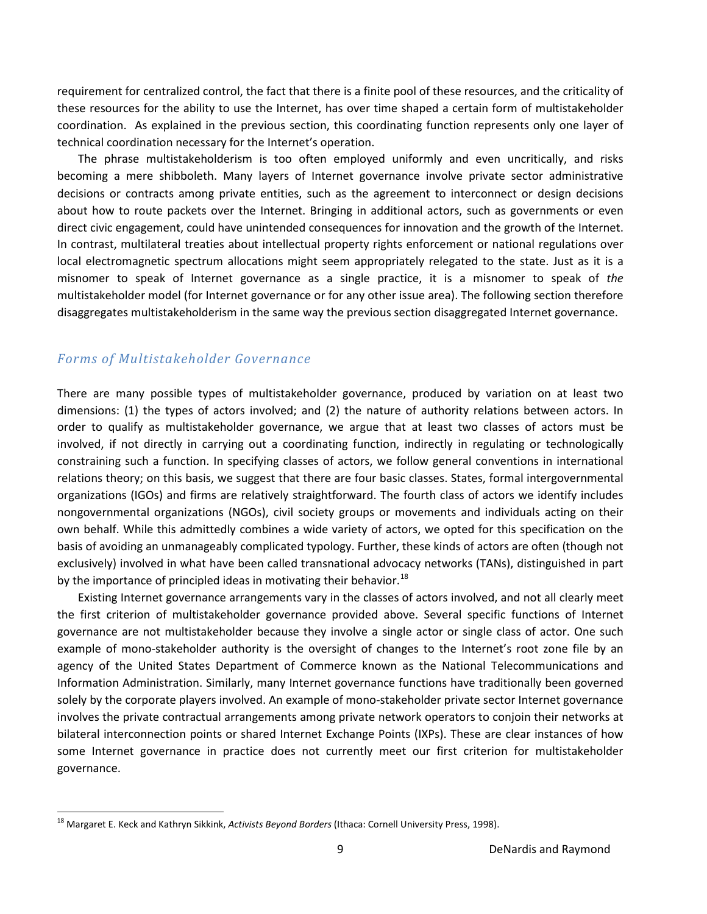requirement for centralized control, the fact that there is a finite pool of these resources, and the criticality of these resources for the ability to use the Internet, has over time shaped a certain form of multistakeholder coordination. As explained in the previous section, this coordinating function represents only one layer of technical coordination necessary for the Internet's operation.

The phrase multistakeholderism is too often employed uniformly and even uncritically, and risks becoming a mere shibboleth. Many layers of Internet governance involve private sector administrative decisions or contracts among private entities, such as the agreement to interconnect or design decisions about how to route packets over the Internet. Bringing in additional actors, such as governments or even direct civic engagement, could have unintended consequences for innovation and the growth of the Internet. In contrast, multilateral treaties about intellectual property rights enforcement or national regulations over local electromagnetic spectrum allocations might seem appropriately relegated to the state. Just as it is a misnomer to speak of Internet governance as a single practice, it is a misnomer to speak of *the* multistakeholder model (for Internet governance or for any other issue area). The following section therefore disaggregates multistakeholderism in the same way the previous section disaggregated Internet governance.

## *Forms of Multistakeholder Governance*

There are many possible types of multistakeholder governance, produced by variation on at least two dimensions: (1) the types of actors involved; and (2) the nature of authority relations between actors. In order to qualify as multistakeholder governance, we argue that at least two classes of actors must be involved, if not directly in carrying out a coordinating function, indirectly in regulating or technologically constraining such a function. In specifying classes of actors, we follow general conventions in international relations theory; on this basis, we suggest that there are four basic classes. States, formal intergovernmental organizations (IGOs) and firms are relatively straightforward. The fourth class of actors we identify includes nongovernmental organizations (NGOs), civil society groups or movements and individuals acting on their own behalf. While this admittedly combines a wide variety of actors, we opted for this specification on the basis of avoiding an unmanageably complicated typology. Further, these kinds of actors are often (though not exclusively) involved in what have been called transnational advocacy networks (TANs), distinguished in part by the importance of principled ideas in motivating their behavior.[18]

Existing Internet governance arrangements vary in the classes of actors involved, and not all clearly meet the first criterion of multistakeholder governance provided above. Several specific functions of Internet governance are not multistakeholder because they involve a single actor or single class of actor. One such example of mono-stakeholder authority is the oversight of changes to the Internet's root zone file by an agency of the United States Department of Commerce known as the National Telecommunications and Information Administration. Similarly, many Internet governance functions have traditionally been governed solely by the corporate players involved. An example of mono-stakeholder private sector Internet governance involves the private contractual arrangements among private network operators to conjoin their networks at bilateral interconnection points or shared Internet Exchange Points (IXPs). These are clear instances of how some Internet governance in practice does not currently meet our first criterion for multistakeholder governance.

---

[18] Margaret E. Keck and Kathryn Sikkink, *Activists Beyond Borders* (Ithaca: Cornell University Press, 1998).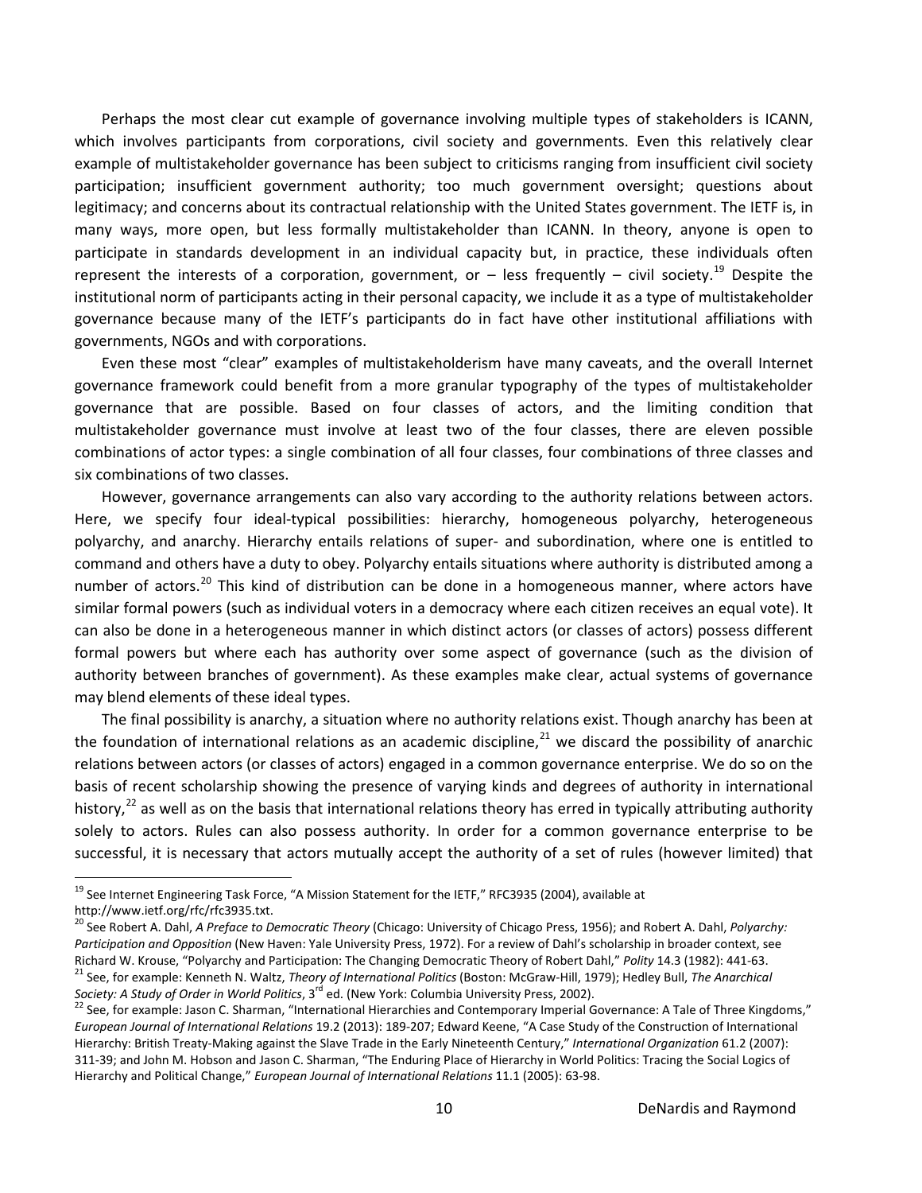Perhaps the most clear cut example of governance involving multiple types of stakeholders is ICANN, which involves participants from corporations, civil society and governments. Even this relatively clear example of multistakeholder governance has been subject to criticisms ranging from insufficient civil society participation; insufficient government authority; too much government oversight; questions about legitimacy; and concerns about its contractual relationship with the United States government. The IETF is, in many ways, more open, but less formally multistakeholder than ICANN. In theory, anyone is open to participate in standards development in an individual capacity but, in practice, these individuals often represent the interests of a corporation, government, or – less frequently – civil society.[19] Despite the institutional norm of participants acting in their personal capacity, we include it as a type of multistakeholder governance because many of the IETF's participants do in fact have other institutional affiliations with governments, NGOs and with corporations.

Even these most "clear" examples of multistakeholderism have many caveats, and the overall Internet governance framework could benefit from a more granular typography of the types of multistakeholder governance that are possible. Based on four classes of actors, and the limiting condition that multistakeholder governance must involve at least two of the four classes, there are eleven possible combinations of actor types: a single combination of all four classes, four combinations of three classes and six combinations of two classes.

However, governance arrangements can also vary according to the authority relations between actors. Here, we specify four ideal-typical possibilities: hierarchy, homogeneous polyarchy, heterogeneous polyarchy, and anarchy. Hierarchy entails relations of super- and subordination, where one is entitled to command and others have a duty to obey. Polyarchy entails situations where authority is distributed among a number of actors.[20] This kind of distribution can be done in a homogeneous manner, where actors have similar formal powers (such as individual voters in a democracy where each citizen receives an equal vote). It can also be done in a heterogeneous manner in which distinct actors (or classes of actors) possess different formal powers but where each has authority over some aspect of governance (such as the division of authority between branches of government). As these examples make clear, actual systems of governance may blend elements of these ideal types.

The final possibility is anarchy, a situation where no authority relations exist. Though anarchy has been at the foundation of international relations as an academic discipline,[21] we discard the possibility of anarchic relations between actors (or classes of actors) engaged in a common governance enterprise. We do so on the basis of recent scholarship showing the presence of varying kinds and degrees of authority in international history,[22] as well as on the basis that international relations theory has erred in typically attributing authority solely to actors. Rules can also possess authority. In order for a common governance enterprise to be successful, it is necessary that actors mutually accept the authority of a set of rules (however limited) that

---

[19] See Internet Engineering Task Force, "A Mission Statement for the IETF," RFC3935 (2004), available at http://www.ietf.org/rfc/rfc3935.txt.

[20] See Robert A. Dahl, *A Preface to Democratic Theory* (Chicago: University of Chicago Press, 1956); and Robert A. Dahl, *Polyarchy: Participation and Opposition* (New Haven: Yale University Press, 1972). For a review of Dahl's scholarship in broader context, see Richard W. Krouse, "Polyarchy and Participation: The Changing Democratic Theory of Robert Dahl," *Polity* 14.3 (1982): 441-63.

[21] See, for example: Kenneth N. Waltz, *Theory of International Politics* (Boston: McGraw-Hill, 1979); Hedley Bull, *The Anarchical Society: A Study of Order in World Politics*, 3rd ed. (New York: Columbia University Press, 2002).

[22] See, for example: Jason C. Sharman, "International Hierarchies and Contemporary Imperial Governance: A Tale of Three Kingdoms," *European Journal of International Relations* 19.2 (2013): 189-207; Edward Keene, "A Case Study of the Construction of International Hierarchy: British Treaty-Making against the Slave Trade in the Early Nineteenth Century," *International Organization* 61.2 (2007): 311-39; and John M. Hobson and Jason C. Sharman, "The Enduring Place of Hierarchy in World Politics: Tracing the Social Logics of Hierarchy and Political Change," *European Journal of International Relations* 11.1 (2005): 63-98.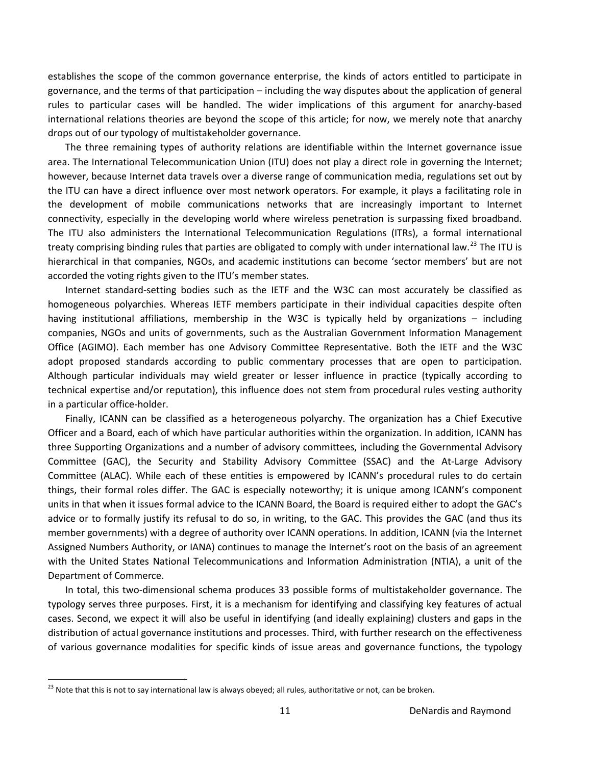establishes the scope of the common governance enterprise, the kinds of actors entitled to participate in governance, and the terms of that participation – including the way disputes about the application of general rules to particular cases will be handled. The wider implications of this argument for anarchy-based international relations theories are beyond the scope of this article; for now, we merely note that anarchy drops out of our typology of multistakeholder governance.

The three remaining types of authority relations are identifiable within the Internet governance issue area. The International Telecommunication Union (ITU) does not play a direct role in governing the Internet; however, because Internet data travels over a diverse range of communication media, regulations set out by the ITU can have a direct influence over most network operators. For example, it plays a facilitating role in the development of mobile communications networks that are increasingly important to Internet connectivity, especially in the developing world where wireless penetration is surpassing fixed broadband. The ITU also administers the International Telecommunication Regulations (ITRs), a formal international treaty comprising binding rules that parties are obligated to comply with under international law.[23] The ITU is hierarchical in that companies, NGOs, and academic institutions can become 'sector members' but are not accorded the voting rights given to the ITU's member states.

Internet standard-setting bodies such as the IETF and the W3C can most accurately be classified as homogeneous polyarchies. Whereas IETF members participate in their individual capacities despite often having institutional affiliations, membership in the W3C is typically held by organizations – including companies, NGOs and units of governments, such as the Australian Government Information Management Office (AGIMO). Each member has one Advisory Committee Representative. Both the IETF and the W3C adopt proposed standards according to public commentary processes that are open to participation. Although particular individuals may wield greater or lesser influence in practice (typically according to technical expertise and/or reputation), this influence does not stem from procedural rules vesting authority in a particular office-holder.

Finally, ICANN can be classified as a heterogeneous polyarchy. The organization has a Chief Executive Officer and a Board, each of which have particular authorities within the organization. In addition, ICANN has three Supporting Organizations and a number of advisory committees, including the Governmental Advisory Committee (GAC), the Security and Stability Advisory Committee (SSAC) and the At-Large Advisory Committee (ALAC). While each of these entities is empowered by ICANN's procedural rules to do certain things, their formal roles differ. The GAC is especially noteworthy; it is unique among ICANN's component units in that when it issues formal advice to the ICANN Board, the Board is required either to adopt the GAC's advice or to formally justify its refusal to do so, in writing, to the GAC. This provides the GAC (and thus its member governments) with a degree of authority over ICANN operations. In addition, ICANN (via the Internet Assigned Numbers Authority, or IANA) continues to manage the Internet's root on the basis of an agreement with the United States National Telecommunications and Information Administration (NTIA), a unit of the Department of Commerce.

In total, this two-dimensional schema produces 33 possible forms of multistakeholder governance. The typology serves three purposes. First, it is a mechanism for identifying and classifying key features of actual cases. Second, we expect it will also be useful in identifying (and ideally explaining) clusters and gaps in the distribution of actual governance institutions and processes. Third, with further research on the effectiveness of various governance modalities for specific kinds of issue areas and governance functions, the typology

[23] Note that this is not to say international law is always obeyed; all rules, authoritative or not, can be broken.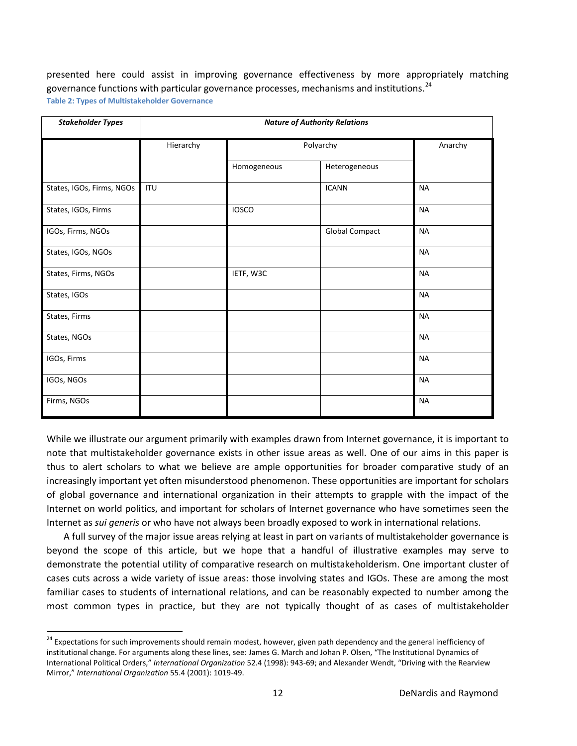presented here could assist in improving governance effectiveness by more appropriately matching governance functions with particular governance processes, mechanisms and institutions.[24]

**Table 2: Types of Multistakeholder Governance**

| ***Stakeholder Types*** | ***Nature of Authority Relations*** | | | |
|---|---|---|---|---|
| | Hierarchy | Polyarchy | | Anarchy |
| | | Homogeneous | Heterogeneous | |
| States, IGOs, Firms, NGOs | ITU | | ICANN | NA |
| States, IGOs, Firms | | IOSCO | | NA |
| IGOs, Firms, NGOs | | | Global Compact | NA |
| States, IGOs, NGOs | | | | NA |
| States, Firms, NGOs | | IETF, W3C | | NA |
| States, IGOs | | | | NA |
| States, Firms | | | | NA |
| States, NGOs | | | | NA |
| IGOs, Firms | | | | NA |
| IGOs, NGOs | | | | NA |
| Firms, NGOs | | | | NA |

While we illustrate our argument primarily with examples drawn from Internet governance, it is important to note that multistakeholder governance exists in other issue areas as well. One of our aims in this paper is thus to alert scholars to what we believe are ample opportunities for broader comparative study of an increasingly important yet often misunderstood phenomenon. These opportunities are important for scholars of global governance and international organization in their attempts to grapple with the impact of the Internet on world politics, and important for scholars of Internet governance who have sometimes seen the Internet as *sui generis* or who have not always been broadly exposed to work in international relations.

A full survey of the major issue areas relying at least in part on variants of multistakeholder governance is beyond the scope of this article, but we hope that a handful of illustrative examples may serve to demonstrate the potential utility of comparative research on multistakeholderism. One important cluster of cases cuts across a wide variety of issue areas: those involving states and IGOs. These are among the most familiar cases to students of international relations, and can be reasonably expected to number among the most common types in practice, but they are not typically thought of as cases of multistakeholder

[24] Expectations for such improvements should remain modest, however, given path dependency and the general inefficiency of institutional change. For arguments along these lines, see: James G. March and Johan P. Olsen, "The Institutional Dynamics of International Political Orders," *International Organization* 52.4 (1998): 943-69; and Alexander Wendt, "Driving with the Rearview Mirror," *International Organization* 55.4 (2001): 1019-49.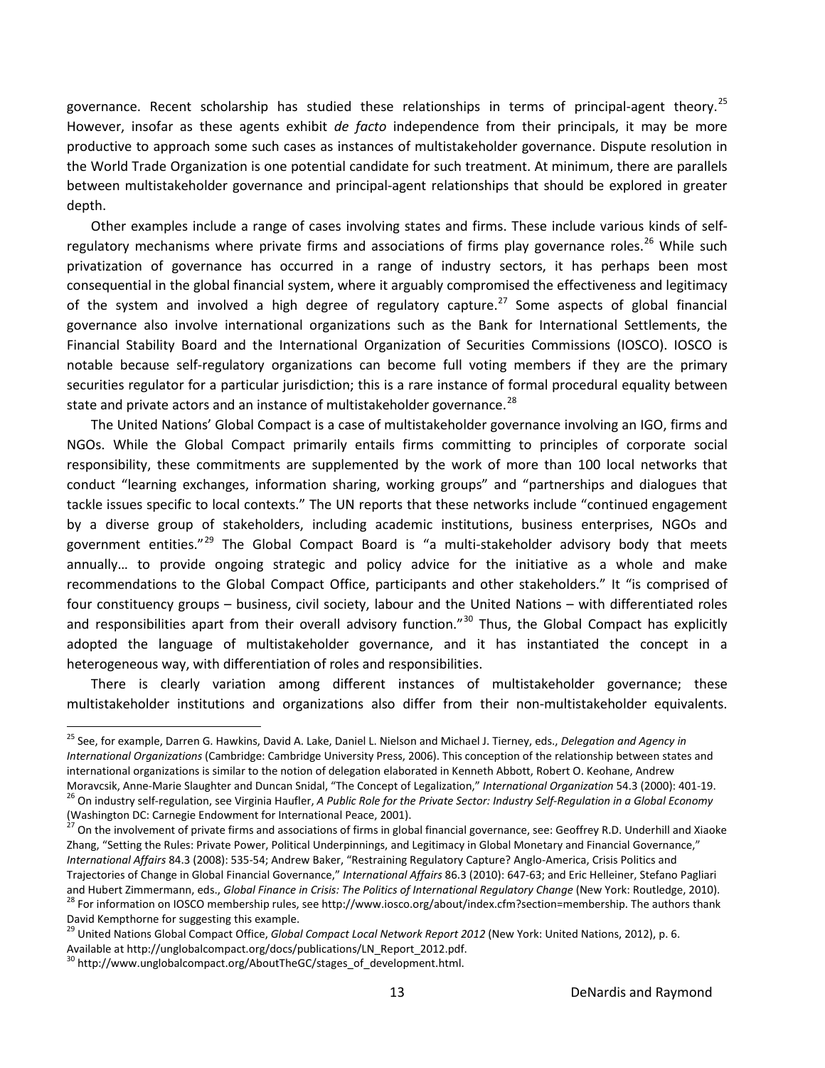governance. Recent scholarship has studied these relationships in terms of principal-agent theory.[25] However, insofar as these agents exhibit *de facto* independence from their principals, it may be more productive to approach some such cases as instances of multistakeholder governance. Dispute resolution in the World Trade Organization is one potential candidate for such treatment. At minimum, there are parallels between multistakeholder governance and principal-agent relationships that should be explored in greater depth.

Other examples include a range of cases involving states and firms. These include various kinds of self-regulatory mechanisms where private firms and associations of firms play governance roles.[26] While such privatization of governance has occurred in a range of industry sectors, it has perhaps been most consequential in the global financial system, where it arguably compromised the effectiveness and legitimacy of the system and involved a high degree of regulatory capture.[27] Some aspects of global financial governance also involve international organizations such as the Bank for International Settlements, the Financial Stability Board and the International Organization of Securities Commissions (IOSCO). IOSCO is notable because self-regulatory organizations can become full voting members if they are the primary securities regulator for a particular jurisdiction; this is a rare instance of formal procedural equality between state and private actors and an instance of multistakeholder governance.[28]

The United Nations' Global Compact is a case of multistakeholder governance involving an IGO, firms and NGOs. While the Global Compact primarily entails firms committing to principles of corporate social responsibility, these commitments are supplemented by the work of more than 100 local networks that conduct "learning exchanges, information sharing, working groups" and "partnerships and dialogues that tackle issues specific to local contexts." The UN reports that these networks include "continued engagement by a diverse group of stakeholders, including academic institutions, business enterprises, NGOs and government entities."[29] The Global Compact Board is "a multi-stakeholder advisory body that meets annually… to provide ongoing strategic and policy advice for the initiative as a whole and make recommendations to the Global Compact Office, participants and other stakeholders." It "is comprised of four constituency groups – business, civil society, labour and the United Nations – with differentiated roles and responsibilities apart from their overall advisory function."[30] Thus, the Global Compact has explicitly adopted the language of multistakeholder governance, and it has instantiated the concept in a heterogeneous way, with differentiation of roles and responsibilities.

There is clearly variation among different instances of multistakeholder governance; these multistakeholder institutions and organizations also differ from their non-multistakeholder equivalents.

---

[25] See, for example, Darren G. Hawkins, David A. Lake, Daniel L. Nielson and Michael J. Tierney, eds., *Delegation and Agency in International Organizations* (Cambridge: Cambridge University Press, 2006). This conception of the relationship between states and international organizations is similar to the notion of delegation elaborated in Kenneth Abbott, Robert O. Keohane, Andrew Moravcsik, Anne-Marie Slaughter and Duncan Snidal, "The Concept of Legalization," *International Organization* 54.3 (2000): 401-19.

[26] On industry self-regulation, see Virginia Haufler, *A Public Role for the Private Sector: Industry Self-Regulation in a Global Economy* (Washington DC: Carnegie Endowment for International Peace, 2001).

[27] On the involvement of private firms and associations of firms in global financial governance, see: Geoffrey R.D. Underhill and Xiaoke Zhang, "Setting the Rules: Private Power, Political Underpinnings, and Legitimacy in Global Monetary and Financial Governance," *International Affairs* 84.3 (2008): 535-54; Andrew Baker, "Restraining Regulatory Capture? Anglo-America, Crisis Politics and Trajectories of Change in Global Financial Governance," *International Affairs* 86.3 (2010): 647-63; and Eric Helleiner, Stefano Pagliari and Hubert Zimmermann, eds., *Global Finance in Crisis: The Politics of International Regulatory Change* (New York: Routledge, 2010).

[28] For information on IOSCO membership rules, see http://www.iosco.org/about/index.cfm?section=membership. The authors thank David Kempthorne for suggesting this example.

[29] United Nations Global Compact Office, *Global Compact Local Network Report 2012* (New York: United Nations, 2012), p. 6. Available at http://unglobalcompact.org/docs/publications/LN_Report_2012.pdf.

[30] http://www.unglobalcompact.org/AboutTheGC/stages_of_development.html.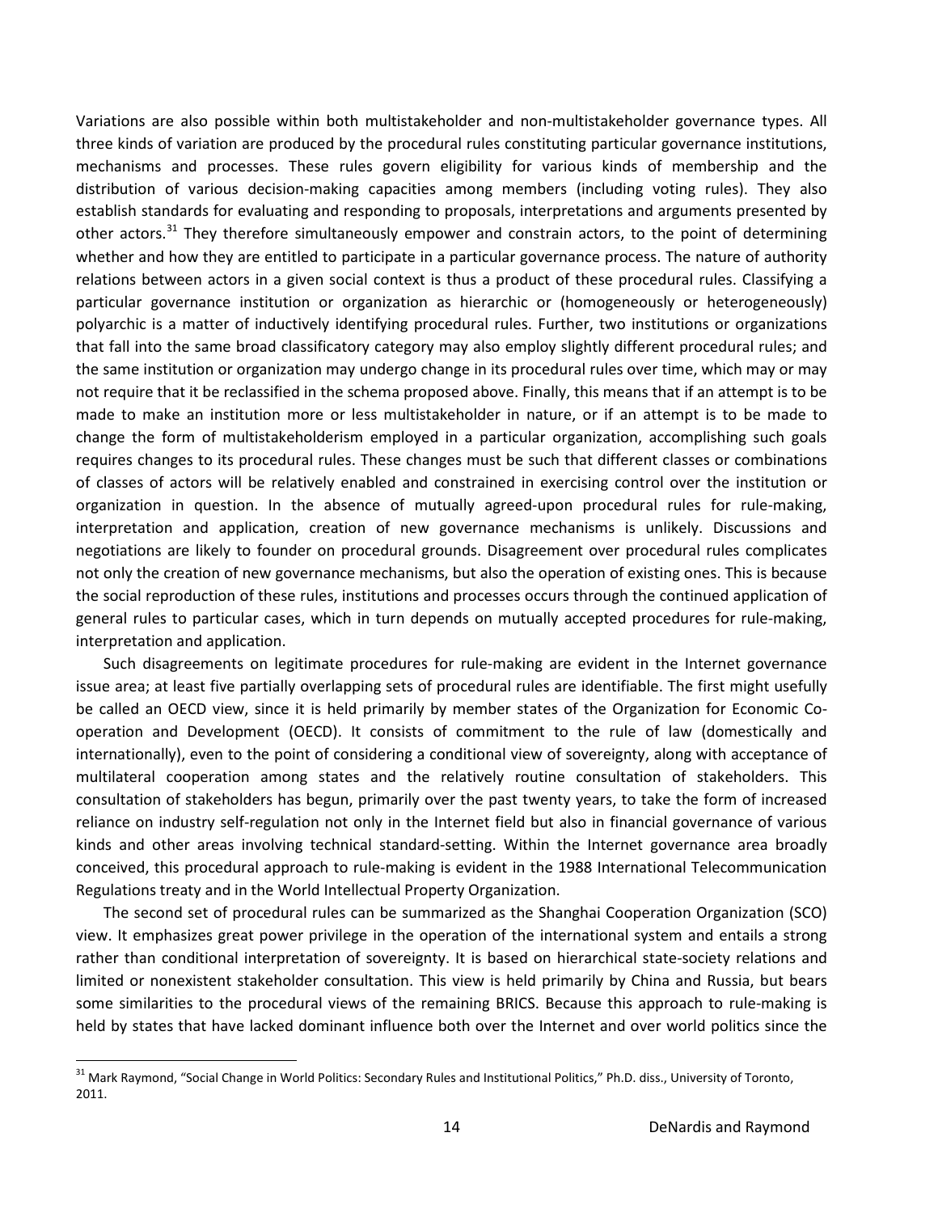Variations are also possible within both multistakeholder and non-multistakeholder governance types. All three kinds of variation are produced by the procedural rules constituting particular governance institutions, mechanisms and processes. These rules govern eligibility for various kinds of membership and the distribution of various decision-making capacities among members (including voting rules). They also establish standards for evaluating and responding to proposals, interpretations and arguments presented by other actors.[31] They therefore simultaneously empower and constrain actors, to the point of determining whether and how they are entitled to participate in a particular governance process. The nature of authority relations between actors in a given social context is thus a product of these procedural rules. Classifying a particular governance institution or organization as hierarchic or (homogeneously or heterogeneously) polyarchic is a matter of inductively identifying procedural rules. Further, two institutions or organizations that fall into the same broad classificatory category may also employ slightly different procedural rules; and the same institution or organization may undergo change in its procedural rules over time, which may or may not require that it be reclassified in the schema proposed above. Finally, this means that if an attempt is to be made to make an institution more or less multistakeholder in nature, or if an attempt is to be made to change the form of multistakeholderism employed in a particular organization, accomplishing such goals requires changes to its procedural rules. These changes must be such that different classes or combinations of classes of actors will be relatively enabled and constrained in exercising control over the institution or organization in question. In the absence of mutually agreed-upon procedural rules for rule-making, interpretation and application, creation of new governance mechanisms is unlikely. Discussions and negotiations are likely to founder on procedural grounds. Disagreement over procedural rules complicates not only the creation of new governance mechanisms, but also the operation of existing ones. This is because the social reproduction of these rules, institutions and processes occurs through the continued application of general rules to particular cases, which in turn depends on mutually accepted procedures for rule-making, interpretation and application.

Such disagreements on legitimate procedures for rule-making are evident in the Internet governance issue area; at least five partially overlapping sets of procedural rules are identifiable. The first might usefully be called an OECD view, since it is held primarily by member states of the Organization for Economic Co-operation and Development (OECD). It consists of commitment to the rule of law (domestically and internationally), even to the point of considering a conditional view of sovereignty, along with acceptance of multilateral cooperation among states and the relatively routine consultation of stakeholders. This consultation of stakeholders has begun, primarily over the past twenty years, to take the form of increased reliance on industry self-regulation not only in the Internet field but also in financial governance of various kinds and other areas involving technical standard-setting. Within the Internet governance area broadly conceived, this procedural approach to rule-making is evident in the 1988 International Telecommunication Regulations treaty and in the World Intellectual Property Organization.

The second set of procedural rules can be summarized as the Shanghai Cooperation Organization (SCO) view. It emphasizes great power privilege in the operation of the international system and entails a strong rather than conditional interpretation of sovereignty. It is based on hierarchical state-society relations and limited or nonexistent stakeholder consultation. This view is held primarily by China and Russia, but bears some similarities to the procedural views of the remaining BRICS. Because this approach to rule-making is held by states that have lacked dominant influence both over the Internet and over world politics since the

[31] Mark Raymond, "Social Change in World Politics: Secondary Rules and Institutional Politics," Ph.D. diss., University of Toronto, 2011.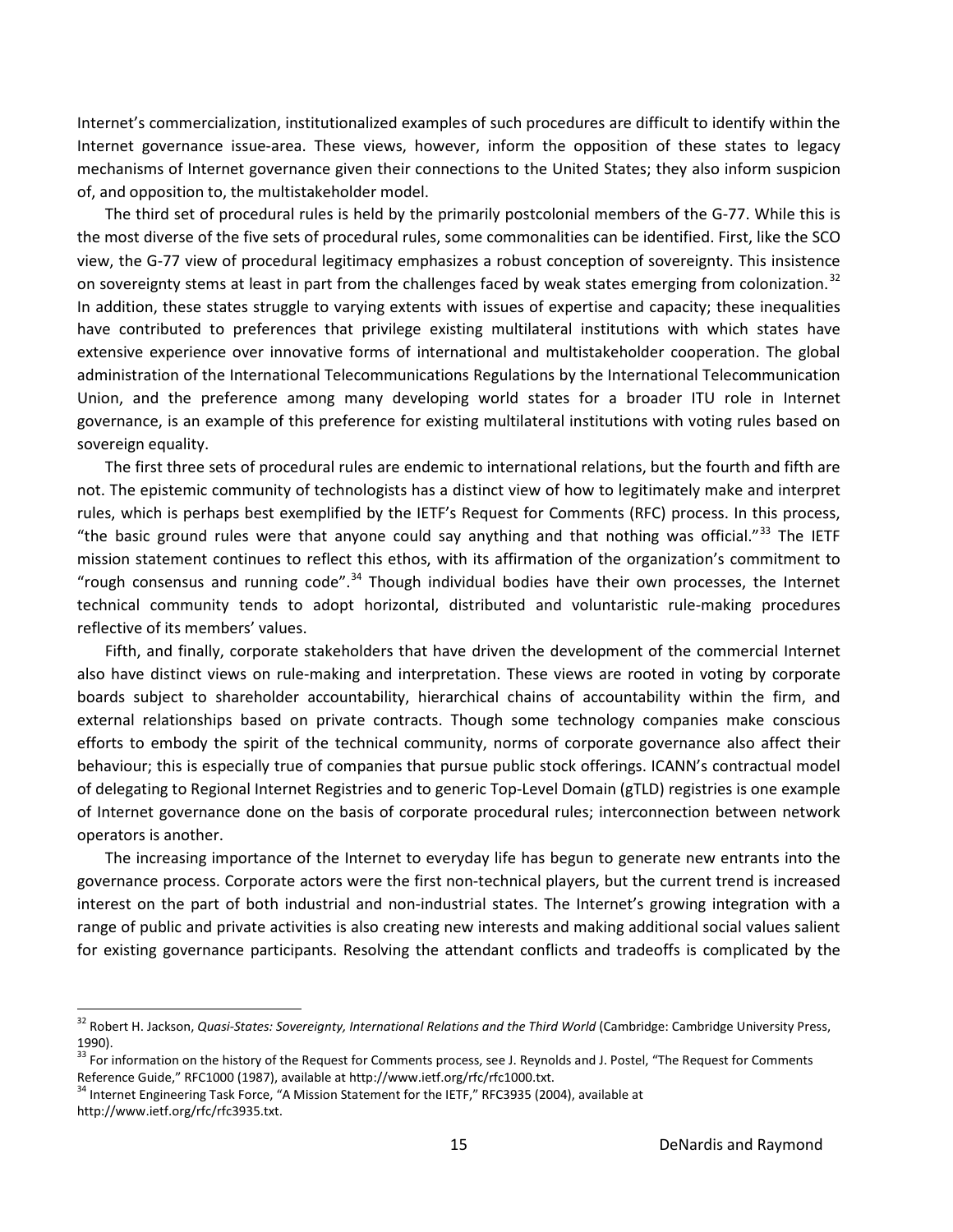Internet's commercialization, institutionalized examples of such procedures are difficult to identify within the Internet governance issue-area. These views, however, inform the opposition of these states to legacy mechanisms of Internet governance given their connections to the United States; they also inform suspicion of, and opposition to, the multistakeholder model.

The third set of procedural rules is held by the primarily postcolonial members of the G-77. While this is the most diverse of the five sets of procedural rules, some commonalities can be identified. First, like the SCO view, the G-77 view of procedural legitimacy emphasizes a robust conception of sovereignty. This insistence on sovereignty stems at least in part from the challenges faced by weak states emerging from colonization.[32] In addition, these states struggle to varying extents with issues of expertise and capacity; these inequalities have contributed to preferences that privilege existing multilateral institutions with which states have extensive experience over innovative forms of international and multistakeholder cooperation. The global administration of the International Telecommunications Regulations by the International Telecommunication Union, and the preference among many developing world states for a broader ITU role in Internet governance, is an example of this preference for existing multilateral institutions with voting rules based on sovereign equality.

The first three sets of procedural rules are endemic to international relations, but the fourth and fifth are not. The epistemic community of technologists has a distinct view of how to legitimately make and interpret rules, which is perhaps best exemplified by the IETF's Request for Comments (RFC) process. In this process, "the basic ground rules were that anyone could say anything and that nothing was official."[33] The IETF mission statement continues to reflect this ethos, with its affirmation of the organization's commitment to "rough consensus and running code".[34] Though individual bodies have their own processes, the Internet technical community tends to adopt horizontal, distributed and voluntaristic rule-making procedures reflective of its members' values.

Fifth, and finally, corporate stakeholders that have driven the development of the commercial Internet also have distinct views on rule-making and interpretation. These views are rooted in voting by corporate boards subject to shareholder accountability, hierarchical chains of accountability within the firm, and external relationships based on private contracts. Though some technology companies make conscious efforts to embody the spirit of the technical community, norms of corporate governance also affect their behaviour; this is especially true of companies that pursue public stock offerings. ICANN's contractual model of delegating to Regional Internet Registries and to generic Top-Level Domain (gTLD) registries is one example of Internet governance done on the basis of corporate procedural rules; interconnection between network operators is another.

The increasing importance of the Internet to everyday life has begun to generate new entrants into the governance process. Corporate actors were the first non-technical players, but the current trend is increased interest on the part of both industrial and non-industrial states. The Internet's growing integration with a range of public and private activities is also creating new interests and making additional social values salient for existing governance participants. Resolving the attendant conflicts and tradeoffs is complicated by the

---

[32] Robert H. Jackson, *Quasi-States: Sovereignty, International Relations and the Third World* (Cambridge: Cambridge University Press, 1990).

[33] For information on the history of the Request for Comments process, see J. Reynolds and J. Postel, "The Request for Comments Reference Guide," RFC1000 (1987), available at http://www.ietf.org/rfc/rfc1000.txt.

[34] Internet Engineering Task Force, "A Mission Statement for the IETF," RFC3935 (2004), available at http://www.ietf.org/rfc/rfc3935.txt.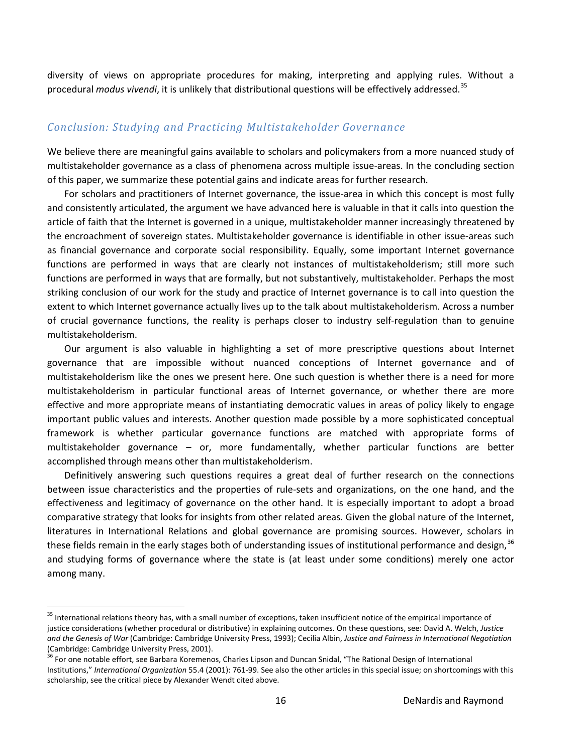diversity of views on appropriate procedures for making, interpreting and applying rules. Without a procedural *modus vivendi*, it is unlikely that distributional questions will be effectively addressed.[35]

## *Conclusion: Studying and Practicing Multistakeholder Governance*

We believe there are meaningful gains available to scholars and policymakers from a more nuanced study of multistakeholder governance as a class of phenomena across multiple issue-areas. In the concluding section of this paper, we summarize these potential gains and indicate areas for further research.

For scholars and practitioners of Internet governance, the issue-area in which this concept is most fully and consistently articulated, the argument we have advanced here is valuable in that it calls into question the article of faith that the Internet is governed in a unique, multistakeholder manner increasingly threatened by the encroachment of sovereign states. Multistakeholder governance is identifiable in other issue-areas such as financial governance and corporate social responsibility. Equally, some important Internet governance functions are performed in ways that are clearly not instances of multistakeholderism; still more such functions are performed in ways that are formally, but not substantively, multistakeholder. Perhaps the most striking conclusion of our work for the study and practice of Internet governance is to call into question the extent to which Internet governance actually lives up to the talk about multistakeholderism. Across a number of crucial governance functions, the reality is perhaps closer to industry self-regulation than to genuine multistakeholderism.

Our argument is also valuable in highlighting a set of more prescriptive questions about Internet governance that are impossible without nuanced conceptions of Internet governance and of multistakeholderism like the ones we present here. One such question is whether there is a need for more multistakeholderism in particular functional areas of Internet governance, or whether there are more effective and more appropriate means of instantiating democratic values in areas of policy likely to engage important public values and interests. Another question made possible by a more sophisticated conceptual framework is whether particular governance functions are matched with appropriate forms of multistakeholder governance – or, more fundamentally, whether particular functions are better accomplished through means other than multistakeholderism.

Definitively answering such questions requires a great deal of further research on the connections between issue characteristics and the properties of rule-sets and organizations, on the one hand, and the effectiveness and legitimacy of governance on the other hand. It is especially important to adopt a broad comparative strategy that looks for insights from other related areas. Given the global nature of the Internet, literatures in International Relations and global governance are promising sources. However, scholars in these fields remain in the early stages both of understanding issues of institutional performance and design,[36] and studying forms of governance where the state is (at least under some conditions) merely one actor among many.

---

[35] International relations theory has, with a small number of exceptions, taken insufficient notice of the empirical importance of justice considerations (whether procedural or distributive) in explaining outcomes. On these questions, see: David A. Welch, *Justice and the Genesis of War* (Cambridge: Cambridge University Press, 1993); Cecilia Albin, *Justice and Fairness in International Negotiation* (Cambridge: Cambridge University Press, 2001).

[36] For one notable effort, see Barbara Koremenos, Charles Lipson and Duncan Snidal, "The Rational Design of International Institutions," *International Organization* 55.4 (2001): 761-99. See also the other articles in this special issue; on shortcomings with this scholarship, see the critical piece by Alexander Wendt cited above.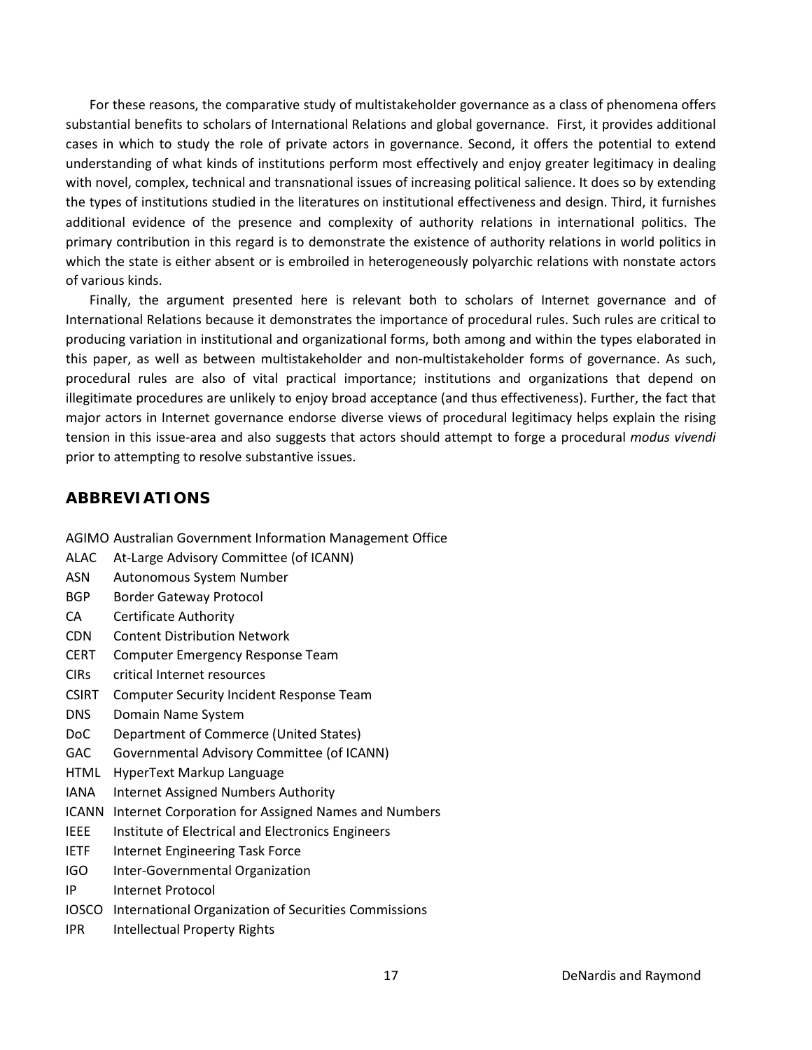For these reasons, the comparative study of multistakeholder governance as a class of phenomena offers substantial benefits to scholars of International Relations and global governance. First, it provides additional cases in which to study the role of private actors in governance. Second, it offers the potential to extend understanding of what kinds of institutions perform most effectively and enjoy greater legitimacy in dealing with novel, complex, technical and transnational issues of increasing political salience. It does so by extending the types of institutions studied in the literatures on institutional effectiveness and design. Third, it furnishes additional evidence of the presence and complexity of authority relations in international politics. The primary contribution in this regard is to demonstrate the existence of authority relations in world politics in which the state is either absent or is embroiled in heterogeneously polyarchic relations with nonstate actors of various kinds.

Finally, the argument presented here is relevant both to scholars of Internet governance and of International Relations because it demonstrates the importance of procedural rules. Such rules are critical to producing variation in institutional and organizational forms, both among and within the types elaborated in this paper, as well as between multistakeholder and non-multistakeholder forms of governance. As such, procedural rules are also of vital practical importance; institutions and organizations that depend on illegitimate procedures are unlikely to enjoy broad acceptance (and thus effectiveness). Further, the fact that major actors in Internet governance endorse diverse views of procedural legitimacy helps explain the rising tension in this issue-area and also suggests that actors should attempt to forge a procedural *modus vivendi* prior to attempting to resolve substantive issues.

## ABBREVIATIONS

AGIMO Australian Government Information Management Office
ALAC At-Large Advisory Committee (of ICANN)
ASN Autonomous System Number
BGP Border Gateway Protocol
CA Certificate Authority
CDN Content Distribution Network
CERT Computer Emergency Response Team
CIRs critical Internet resources
CSIRT Computer Security Incident Response Team
DNS Domain Name System
DoC Department of Commerce (United States)
GAC Governmental Advisory Committee (of ICANN)
HTML HyperText Markup Language
IANA Internet Assigned Numbers Authority
ICANN Internet Corporation for Assigned Names and Numbers
IEEE Institute of Electrical and Electronics Engineers
IETF Internet Engineering Task Force
IGO Inter-Governmental Organization
IP Internet Protocol
IOSCO International Organization of Securities Commissions
IPR Intellectual Property Rights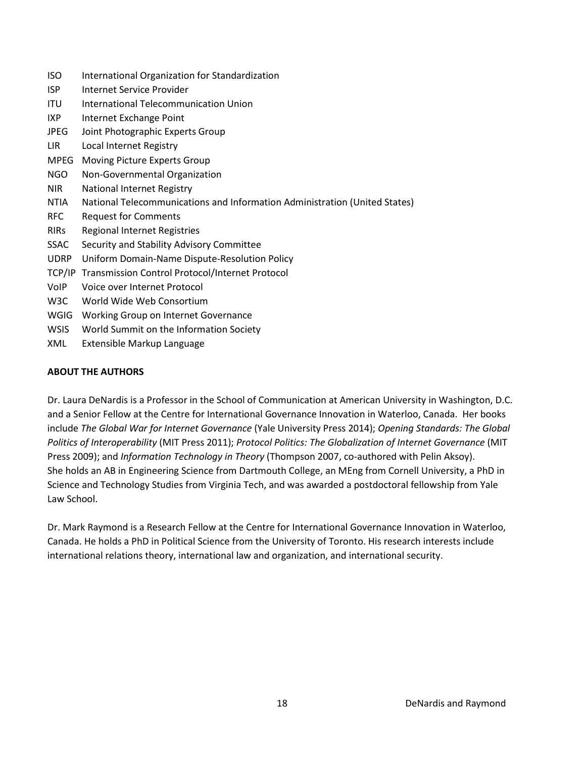ISO International Organization for Standardization
ISP Internet Service Provider
ITU International Telecommunication Union
IXP Internet Exchange Point
JPEG Joint Photographic Experts Group
LIR Local Internet Registry
MPEG Moving Picture Experts Group
NGO Non-Governmental Organization
NIR National Internet Registry
NTIA National Telecommunications and Information Administration (United States)
RFC Request for Comments
RIRs Regional Internet Registries
SSAC Security and Stability Advisory Committee
UDRP Uniform Domain-Name Dispute-Resolution Policy
TCP/IP Transmission Control Protocol/Internet Protocol
VoIP Voice over Internet Protocol
W3C World Wide Web Consortium
WGIG Working Group on Internet Governance
WSIS World Summit on the Information Society
XML Extensible Markup Language

**ABOUT THE AUTHORS**

Dr. Laura DeNardis is a Professor in the School of Communication at American University in Washington, D.C. and a Senior Fellow at the Centre for International Governance Innovation in Waterloo, Canada. Her books include *The Global War for Internet Governance* (Yale University Press 2014); *Opening Standards: The Global Politics of Interoperability* (MIT Press 2011); *Protocol Politics: The Globalization of Internet Governance* (MIT Press 2009); and *Information Technology in Theory* (Thompson 2007, co-authored with Pelin Aksoy). She holds an AB in Engineering Science from Dartmouth College, an MEng from Cornell University, a PhD in Science and Technology Studies from Virginia Tech, and was awarded a postdoctoral fellowship from Yale Law School.

Dr. Mark Raymond is a Research Fellow at the Centre for International Governance Innovation in Waterloo, Canada. He holds a PhD in Political Science from the University of Toronto. His research interests include international relations theory, international law and organization, and international security.